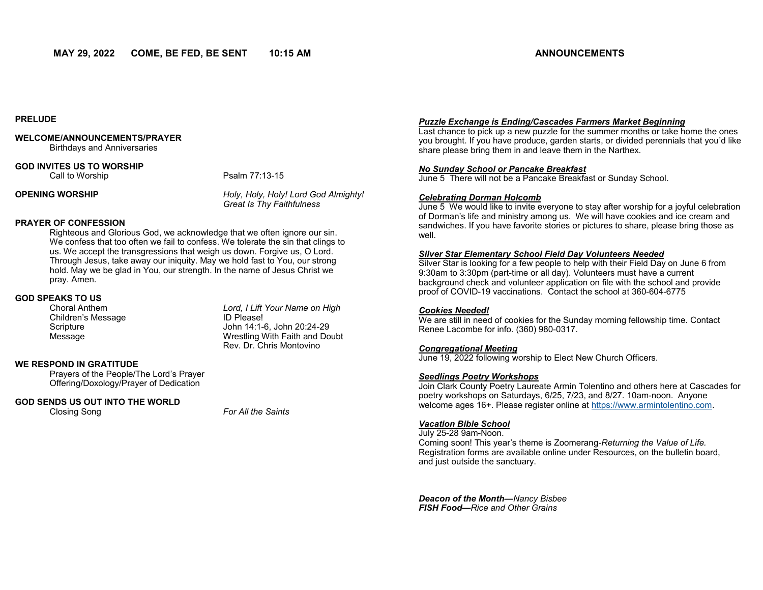**MAY 29, 2022 COME, BE FED, BE SENT 10:15 AM**

**PRELUDE**

**WELCOME/ANNOUNCEMENTS/PRAYER**
Birthdays and Anniversaries

**GOD INVITES US TO WORSHIP**
Call to Worship — Psalm 77:13-15

**OPENING WORSHIP** — *Holy, Holy, Holy! Lord God Almighty!* / *Great Is Thy Faithfulness*

**PRAYER OF CONFESSION**
Righteous and Glorious God, we acknowledge that we often ignore our sin. We confess that too often we fail to confess. We tolerate the sin that clings to us. We accept the transgressions that weigh us down. Forgive us, O Lord. Through Jesus, take away our iniquity. May we hold fast to You, our strong hold. May we be glad in You, our strength. In the name of Jesus Christ we pray. Amen.

**GOD SPEAKS TO US**
Choral Anthem — *Lord, I Lift Your Name on High*
Children's Message — ID Please!
Scripture — John 14:1-6, John 20:24-29
Message — Wrestling With Faith and Doubt
Rev. Dr. Chris Montovino

**WE RESPOND IN GRATITUDE**
Prayers of the People/The Lord's Prayer
Offering/Doxology/Prayer of Dedication

**GOD SENDS US OUT INTO THE WORLD**
Closing Song — *For All the Saints*

**ANNOUNCEMENTS**

***Puzzle Exchange is Ending/Cascades Farmers Market Beginning***
Last chance to pick up a new puzzle for the summer months or take home the ones you brought. If you have produce, garden starts, or divided perennials that you'd like share please bring them in and leave them in the Narthex.

***No Sunday School or Pancake Breakfast***
June 5 There will not be a Pancake Breakfast or Sunday School.

***Celebrating Dorman Holcomb***
June 5 We would like to invite everyone to stay after worship for a joyful celebration of Dorman's life and ministry among us. We will have cookies and ice cream and sandwiches. If you have favorite stories or pictures to share, please bring those as well.

***Silver Star Elementary School Field Day Volunteers Needed***
Silver Star is looking for a few people to help with their Field Day on June 6 from 9:30am to 3:30pm (part-time or all day). Volunteers must have a current background check and volunteer application on file with the school and provide proof of COVID-19 vaccinations. Contact the school at 360-604-6775

***Cookies Needed!***
We are still in need of cookies for the Sunday morning fellowship time. Contact Renee Lacombe for info. (360) 980-0317.

***Congregational Meeting***
June 19, 2022 following worship to Elect New Church Officers.

***Seedlings Poetry Workshops***
Join Clark County Poetry Laureate Armin Tolentino and others here at Cascades for poetry workshops on Saturdays, 6/25, 7/23, and 8/27. 10am-noon. Anyone welcome ages 16+. Please register online at https://www.armintolentino.com.

***Vacation Bible School***
July 25-28 9am-Noon.
Coming soon! This year's theme is Zoomerang-*Returning the Value of Life.* Registration forms are available online under Resources, on the bulletin board, and just outside the sanctuary.

***Deacon of the Month—****Nancy Bisbee*
***FISH Food—****Rice and Other Grains*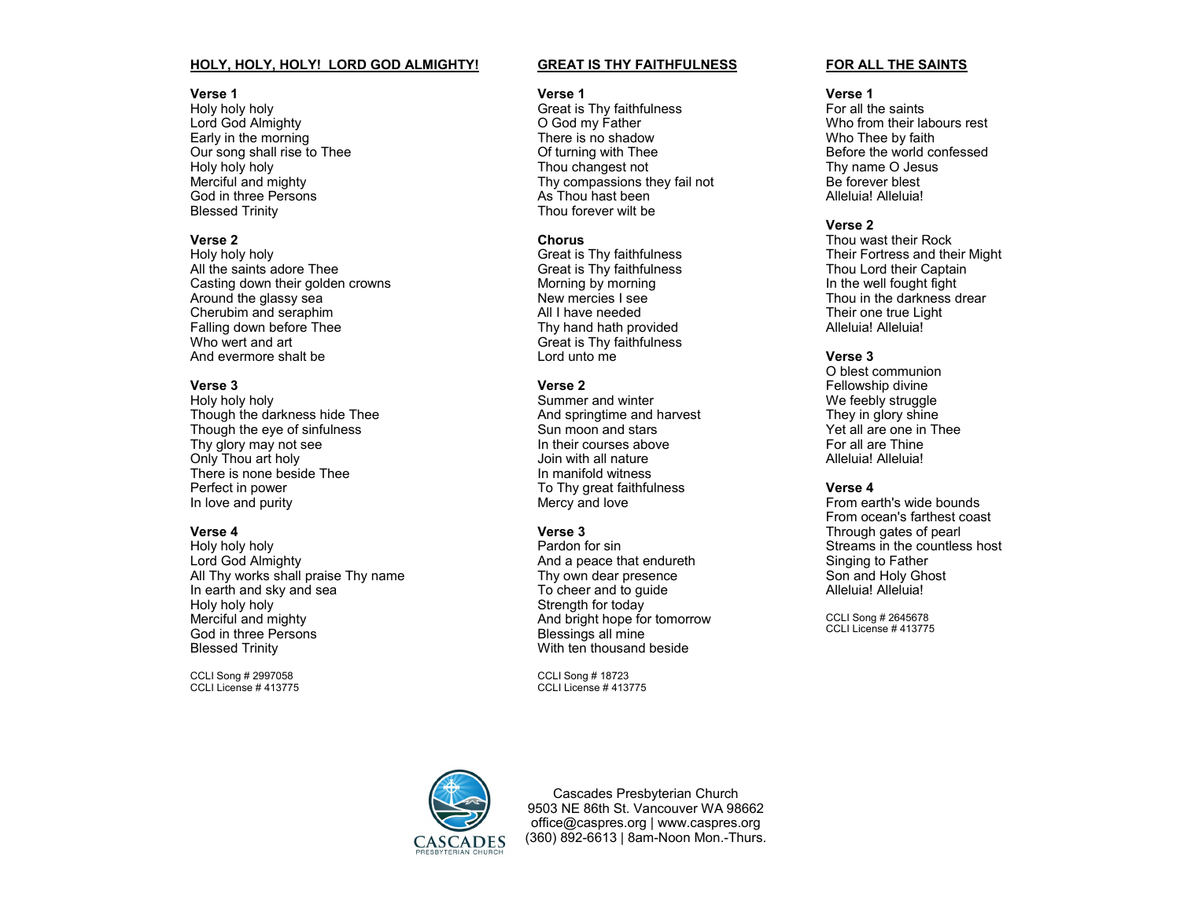## HOLY, HOLY, HOLY! LORD GOD ALMIGHTY!

**Verse 1**
Holy holy holy
Lord God Almighty
Early in the morning
Our song shall rise to Thee
Holy holy holy
Merciful and mighty
God in three Persons
Blessed Trinity

**Verse 2**
Holy holy holy
All the saints adore Thee
Casting down their golden crowns
Around the glassy sea
Cherubim and seraphim
Falling down before Thee
Who wert and art
And evermore shalt be

**Verse 3**
Holy holy holy
Though the darkness hide Thee
Though the eye of sinfulness
Thy glory may not see
Only Thou art holy
There is none beside Thee
Perfect in power
In love and purity

**Verse 4**
Holy holy holy
Lord God Almighty
All Thy works shall praise Thy name
In earth and sky and sea
Holy holy holy
Merciful and mighty
God in three Persons
Blessed Trinity

CCLI Song # 2997058
CCLI License # 413775

## GREAT IS THY FAITHFULNESS

**Verse 1**
Great is Thy faithfulness
O God my Father
There is no shadow
Of turning with Thee
Thou changest not
Thy compassions they fail not
As Thou hast been
Thou forever wilt be

**Chorus**
Great is Thy faithfulness
Great is Thy faithfulness
Morning by morning
New mercies I see
All I have needed
Thy hand hath provided
Great is Thy faithfulness
Lord unto me

**Verse 2**
Summer and winter
And springtime and harvest
Sun moon and stars
In their courses above
Join with all nature
In manifold witness
To Thy great faithfulness
Mercy and love

**Verse 3**
Pardon for sin
And a peace that endureth
Thy own dear presence
To cheer and to guide
Strength for today
And bright hope for tomorrow
Blessings all mine
With ten thousand beside

CCLI Song # 18723
CCLI License # 413775

## FOR ALL THE SAINTS

**Verse 1**
For all the saints
Who from their labours rest
Who Thee by faith
Before the world confessed
Thy name O Jesus
Be forever blest
Alleluia! Alleluia!

**Verse 2**
Thou wast their Rock
Their Fortress and their Might
Thou Lord their Captain
In the well fought fight
Thou in the darkness drear
Their one true Light
Alleluia! Alleluia!

**Verse 3**
O blest communion
Fellowship divine
We feebly struggle
They in glory shine
Yet all are one in Thee
For all are Thine
Alleluia! Alleluia!

**Verse 4**
From earth's wide bounds
From ocean's farthest coast
Through gates of pearl
Streams in the countless host
Singing to Father
Son and Holy Ghost
Alleluia! Alleluia!

CCLI Song # 2645678
CCLI License # 413775

CASCADES
PRESBYTERIAN CHURCH

Cascades Presbyterian Church
9503 NE 86th St. Vancouver WA 98662
office@caspres.org | www.caspres.org
(360) 892-6613 | 8am-Noon Mon.-Thurs.